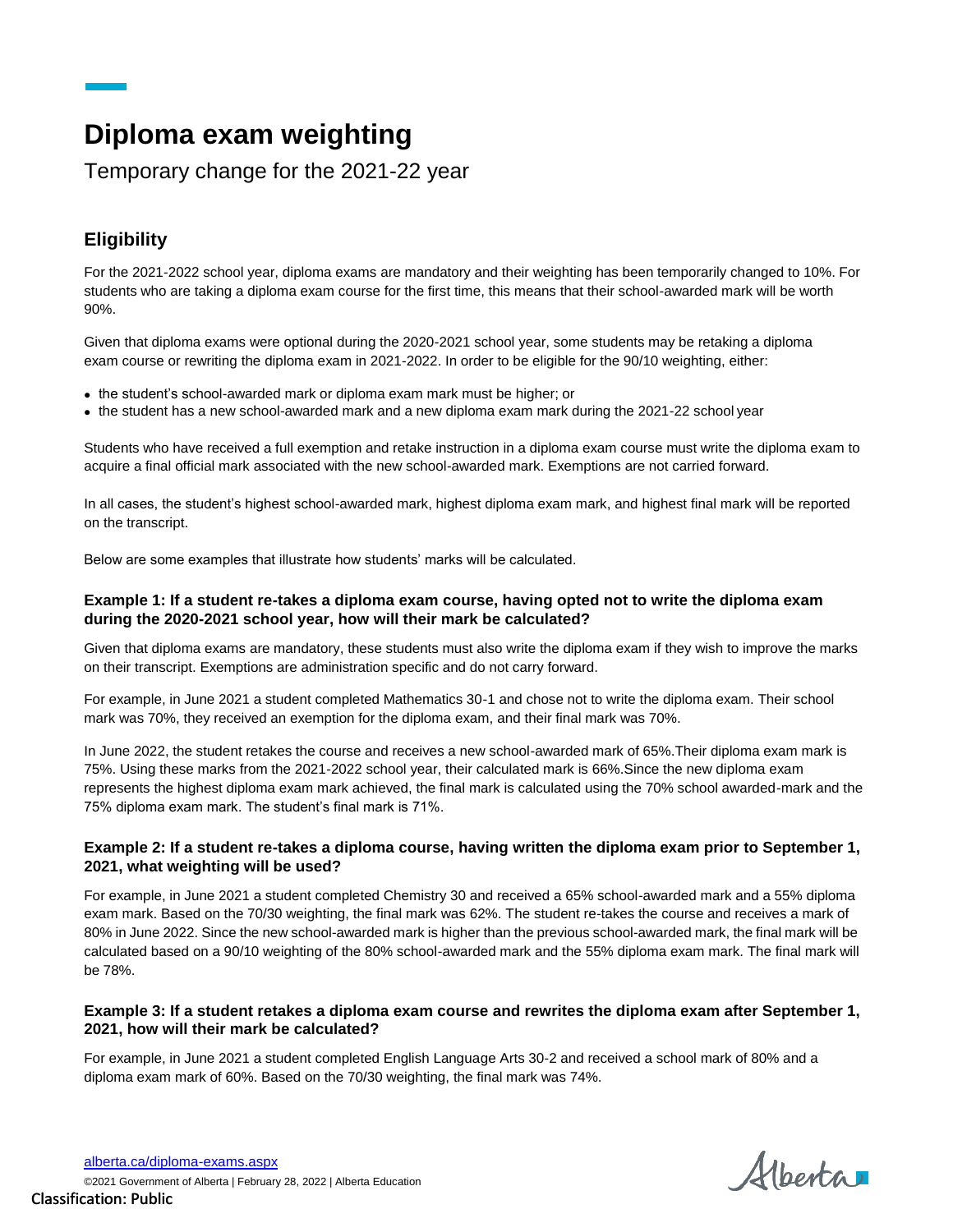# Diploma exam weighting

Temporary change for the 2021-22 year

## Eligibility

For the 2021-2022 school year, diploma exams are mandatory and their weighting has been temporarily changed to 10%. For students who are taking a diploma exam course for the first time, this means that their school-awarded mark will be worth 90%.

Given that diploma exams were optional during the 2020-2021 school year, some students may be retaking a diploma exam course or rewriting the diploma exam in 2021-2022. In order to be eligible for the 90/10 weighting, either:

- the student's school-awarded mark or diploma exam mark must be higher; or
- the student has a new school-awarded mark and a new diploma exam mark during the 2021-22 school year

Students who have received a full exemption and retake instruction in a diploma exam course must write the diploma exam to acquire a final official mark associated with the new school-awarded mark. Exemptions are not carried forward.

In all cases, the student's highest school-awarded mark, highest diploma exam mark, and highest final mark will be reported on the transcript.

Below are some examples that illustrate how students' marks will be calculated.

### Example 1: If a student re-takes a diploma exam course, having opted not to write the diploma exam during the 2020-2021 school year, how will their mark be calculated?

Given that diploma exams are mandatory, these students must also write the diploma exam if they wish to improve the marks on their transcript. Exemptions are administration specific and do not carry forward.

For example, in June 2021 a student completed Mathematics 30-1 and chose not to write the diploma exam. Their school mark was 70%, they received an exemption for the diploma exam, and their final mark was 70%.

In June 2022, the student retakes the course and receives a new school-awarded mark of 65%.Their diploma exam mark is 75%. Using these marks from the 2021-2022 school year, their calculated mark is 66%.Since the new diploma exam represents the highest diploma exam mark achieved, the final mark is calculated using the 70% school awarded-mark and the 75% diploma exam mark. The student's final mark is 71%.

### Example 2: If a student re-takes a diploma course, having written the diploma exam prior to September 1, 2021, what weighting will be used?

For example, in June 2021 a student completed Chemistry 30 and received a 65% school-awarded mark and a 55% diploma exam mark. Based on the 70/30 weighting, the final mark was 62%. The student re-takes the course and receives a mark of 80% in June 2022. Since the new school-awarded mark is higher than the previous school-awarded mark, the final mark will be calculated based on a 90/10 weighting of the 80% school-awarded mark and the 55% diploma exam mark. The final mark will be 78%.

### Example 3: If a student retakes a diploma exam course and rewrites the diploma exam after September 1, 2021, how will their mark be calculated?

For example, in June 2021 a student completed English Language Arts 30-2 and received a school mark of 80% and a diploma exam mark of 60%. Based on the 70/30 weighting, the final mark was 74%.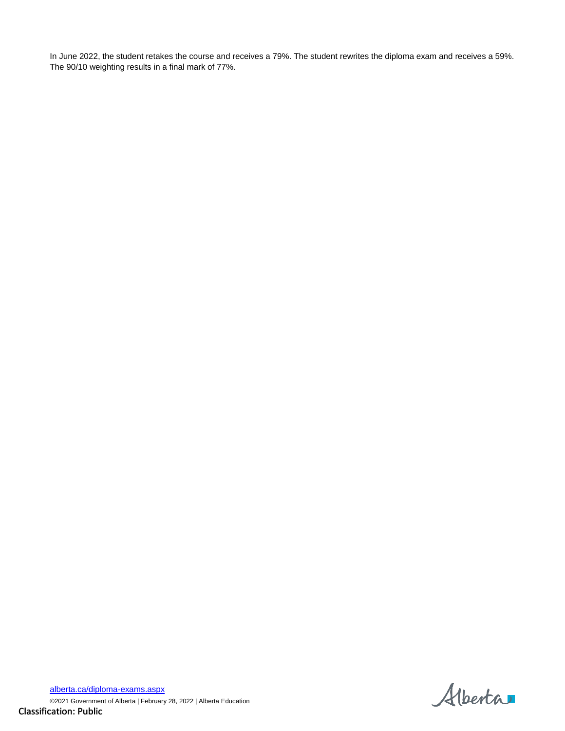In June 2022, the student retakes the course and receives a 79%. The student rewrites the diploma exam and receives a 59%. The 90/10 weighting results in a final mark of 77%.